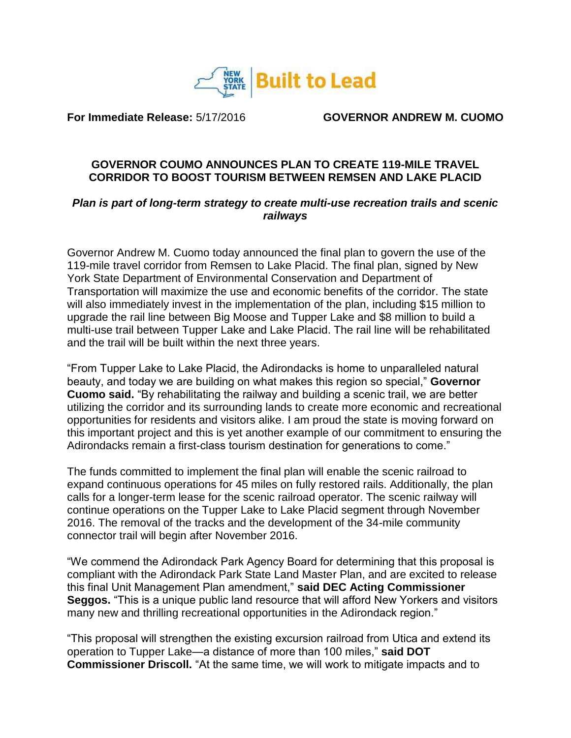**For Immediate Release:** 5/17/2016 **GOVERNOR ANDREW M. CUOMO**

## GOVERNOR COUMO ANNOUNCES PLAN TO CREATE 119-MILE TRAVEL CORRIDOR TO BOOST TOURISM BETWEEN REMSEN AND LAKE PLACID

***Plan is part of long-term strategy to create multi-use recreation trails and scenic railways***

Governor Andrew M. Cuomo today announced the final plan to govern the use of the 119-mile travel corridor from Remsen to Lake Placid. The final plan, signed by New York State Department of Environmental Conservation and Department of Transportation will maximize the use and economic benefits of the corridor. The state will also immediately invest in the implementation of the plan, including $15 million to upgrade the rail line between Big Moose and Tupper Lake and $8 million to build a multi-use trail between Tupper Lake and Lake Placid. The rail line will be rehabilitated and the trail will be built within the next three years.

"From Tupper Lake to Lake Placid, the Adirondacks is home to unparalleled natural beauty, and today we are building on what makes this region so special," **Governor Cuomo said.** "By rehabilitating the railway and building a scenic trail, we are better utilizing the corridor and its surrounding lands to create more economic and recreational opportunities for residents and visitors alike. I am proud the state is moving forward on this important project and this is yet another example of our commitment to ensuring the Adirondacks remain a first-class tourism destination for generations to come."

The funds committed to implement the final plan will enable the scenic railroad to expand continuous operations for 45 miles on fully restored rails. Additionally, the plan calls for a longer-term lease for the scenic railroad operator. The scenic railway will continue operations on the Tupper Lake to Lake Placid segment through November 2016. The removal of the tracks and the development of the 34-mile community connector trail will begin after November 2016.

"We commend the Adirondack Park Agency Board for determining that this proposal is compliant with the Adirondack Park State Land Master Plan, and are excited to release this final Unit Management Plan amendment," **said DEC Acting Commissioner Seggos.** "This is a unique public land resource that will afford New Yorkers and visitors many new and thrilling recreational opportunities in the Adirondack region."

"This proposal will strengthen the existing excursion railroad from Utica and extend its operation to Tupper Lake—a distance of more than 100 miles," **said DOT Commissioner Driscoll.** "At the same time, we will work to mitigate impacts and to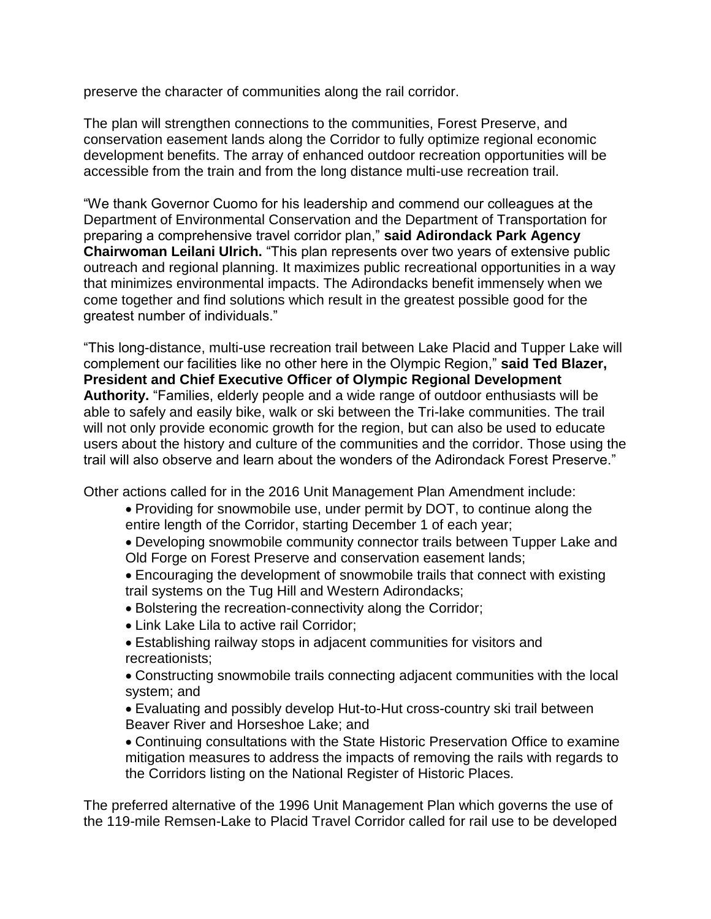preserve the character of communities along the rail corridor.

The plan will strengthen connections to the communities, Forest Preserve, and conservation easement lands along the Corridor to fully optimize regional economic development benefits. The array of enhanced outdoor recreation opportunities will be accessible from the train and from the long distance multi-use recreation trail.

“We thank Governor Cuomo for his leadership and commend our colleagues at the Department of Environmental Conservation and the Department of Transportation for preparing a comprehensive travel corridor plan,” **said Adirondack Park Agency Chairwoman Leilani Ulrich.** “This plan represents over two years of extensive public outreach and regional planning. It maximizes public recreational opportunities in a way that minimizes environmental impacts. The Adirondacks benefit immensely when we come together and find solutions which result in the greatest possible good for the greatest number of individuals.”

“This long-distance, multi-use recreation trail between Lake Placid and Tupper Lake will complement our facilities like no other here in the Olympic Region,” **said Ted Blazer, President and Chief Executive Officer of Olympic Regional Development Authority.** “Families, elderly people and a wide range of outdoor enthusiasts will be able to safely and easily bike, walk or ski between the Tri-lake communities. The trail will not only provide economic growth for the region, but can also be used to educate users about the history and culture of the communities and the corridor. Those using the trail will also observe and learn about the wonders of the Adirondack Forest Preserve.”

Other actions called for in the 2016 Unit Management Plan Amendment include:

- Providing for snowmobile use, under permit by DOT, to continue along the entire length of the Corridor, starting December 1 of each year;
- Developing snowmobile community connector trails between Tupper Lake and Old Forge on Forest Preserve and conservation easement lands;
- Encouraging the development of snowmobile trails that connect with existing trail systems on the Tug Hill and Western Adirondacks;
- Bolstering the recreation-connectivity along the Corridor;
- Link Lake Lila to active rail Corridor;
- Establishing railway stops in adjacent communities for visitors and recreationists;
- Constructing snowmobile trails connecting adjacent communities with the local system; and
- Evaluating and possibly develop Hut-to-Hut cross-country ski trail between Beaver River and Horseshoe Lake; and
- Continuing consultations with the State Historic Preservation Office to examine mitigation measures to address the impacts of removing the rails with regards to the Corridors listing on the National Register of Historic Places.

The preferred alternative of the 1996 Unit Management Plan which governs the use of the 119-mile Remsen-Lake to Placid Travel Corridor called for rail use to be developed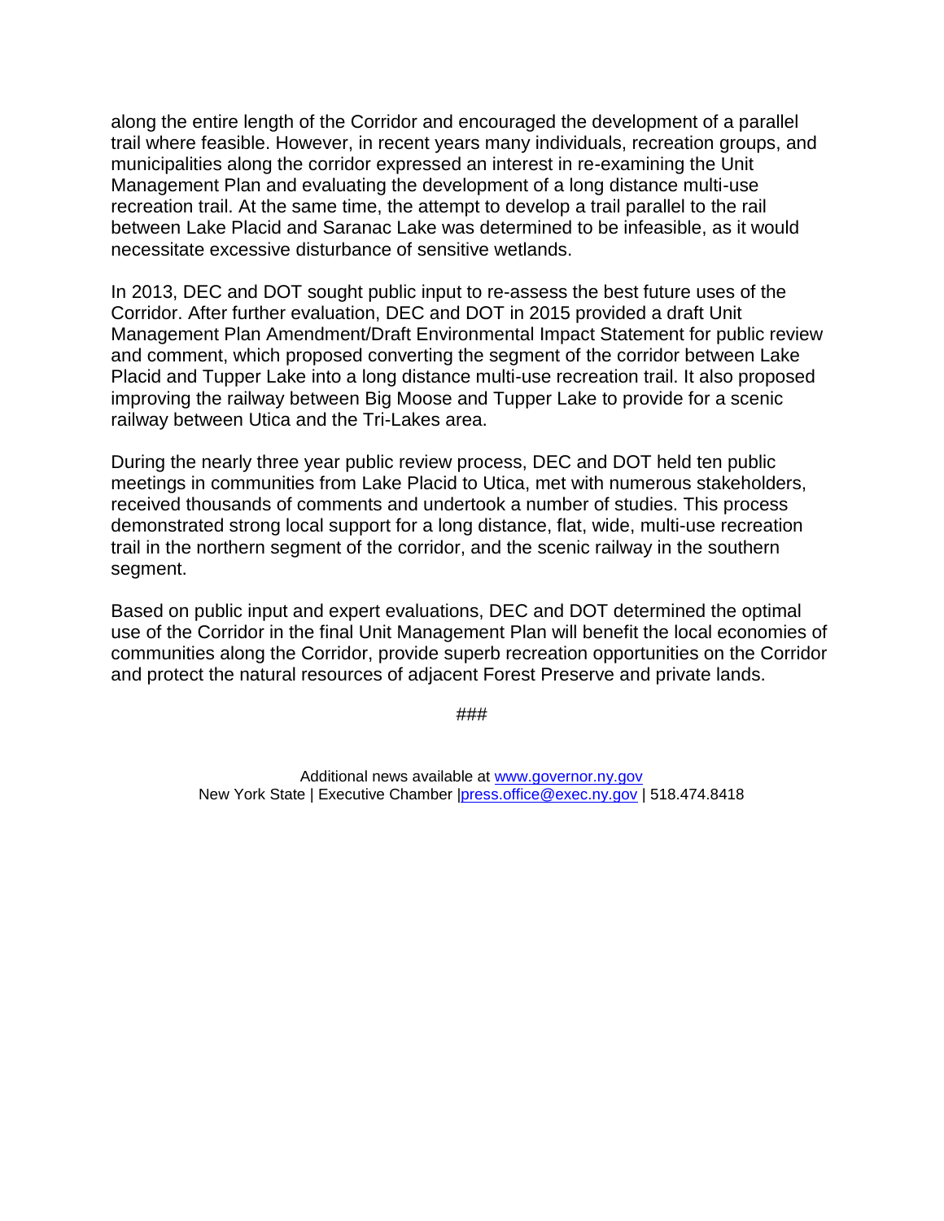along the entire length of the Corridor and encouraged the development of a parallel trail where feasible. However, in recent years many individuals, recreation groups, and municipalities along the corridor expressed an interest in re-examining the Unit Management Plan and evaluating the development of a long distance multi-use recreation trail. At the same time, the attempt to develop a trail parallel to the rail between Lake Placid and Saranac Lake was determined to be infeasible, as it would necessitate excessive disturbance of sensitive wetlands.

In 2013, DEC and DOT sought public input to re-assess the best future uses of the Corridor. After further evaluation, DEC and DOT in 2015 provided a draft Unit Management Plan Amendment/Draft Environmental Impact Statement for public review and comment, which proposed converting the segment of the corridor between Lake Placid and Tupper Lake into a long distance multi-use recreation trail. It also proposed improving the railway between Big Moose and Tupper Lake to provide for a scenic railway between Utica and the Tri-Lakes area.

During the nearly three year public review process, DEC and DOT held ten public meetings in communities from Lake Placid to Utica, met with numerous stakeholders, received thousands of comments and undertook a number of studies. This process demonstrated strong local support for a long distance, flat, wide, multi-use recreation trail in the northern segment of the corridor, and the scenic railway in the southern segment.

Based on public input and expert evaluations, DEC and DOT determined the optimal use of the Corridor in the final Unit Management Plan will benefit the local economies of communities along the Corridor, provide superb recreation opportunities on the Corridor and protect the natural resources of adjacent Forest Preserve and private lands.

###

Additional news available at www.governor.ny.gov
New York State | Executive Chamber |press.office@exec.ny.gov | 518.474.8418